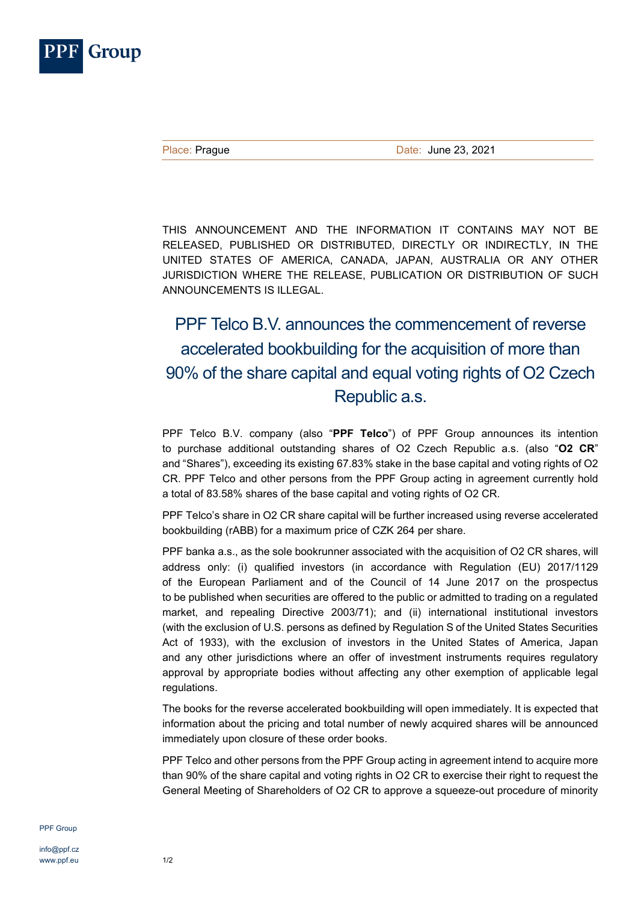PPF Group

Place: Prague Date: June 23, 2021

THIS ANNOUNCEMENT AND THE INFORMATION IT CONTAINS MAY NOT BE RELEASED, PUBLISHED OR DISTRIBUTED, DIRECTLY OR INDIRECTLY, IN THE UNITED STATES OF AMERICA, CANADA, JAPAN, AUSTRALIA OR ANY OTHER JURISDICTION WHERE THE RELEASE, PUBLICATION OR DISTRIBUTION OF SUCH ANNOUNCEMENTS IS ILLEGAL.

# PPF Telco B.V. announces the commencement of reverse accelerated bookbuilding for the acquisition of more than 90% of the share capital and equal voting rights of O2 Czech Republic a.s.

PPF Telco B.V. company (also "**PPF Telco**") of PPF Group announces its intention to purchase additional outstanding shares of O2 Czech Republic a.s. (also "**O2 CR**" and "Shares"), exceeding its existing 67.83% stake in the base capital and voting rights of O2 CR. PPF Telco and other persons from the PPF Group acting in agreement currently hold a total of 83.58% shares of the base capital and voting rights of O2 CR.

PPF Telco's share in O2 CR share capital will be further increased using reverse accelerated bookbuilding (rABB) for a maximum price of CZK 264 per share.

PPF banka a.s., as the sole bookrunner associated with the acquisition of O2 CR shares, will address only: (i) qualified investors (in accordance with Regulation (EU) 2017/1129 of the European Parliament and of the Council of 14 June 2017 on the prospectus to be published when securities are offered to the public or admitted to trading on a regulated market, and repealing Directive 2003/71); and (ii) international institutional investors (with the exclusion of U.S. persons as defined by Regulation S of the United States Securities Act of 1933), with the exclusion of investors in the United States of America, Japan and any other jurisdictions where an offer of investment instruments requires regulatory approval by appropriate bodies without affecting any other exemption of applicable legal regulations.

The books for the reverse accelerated bookbuilding will open immediately. It is expected that information about the pricing and total number of newly acquired shares will be announced immediately upon closure of these order books.

PPF Telco and other persons from the PPF Group acting in agreement intend to acquire more than 90% of the share capital and voting rights in O2 CR to exercise their right to request the General Meeting of Shareholders of O2 CR to approve a squeeze-out procedure of minority

PPF Group

info@ppf.cz
www.ppf.eu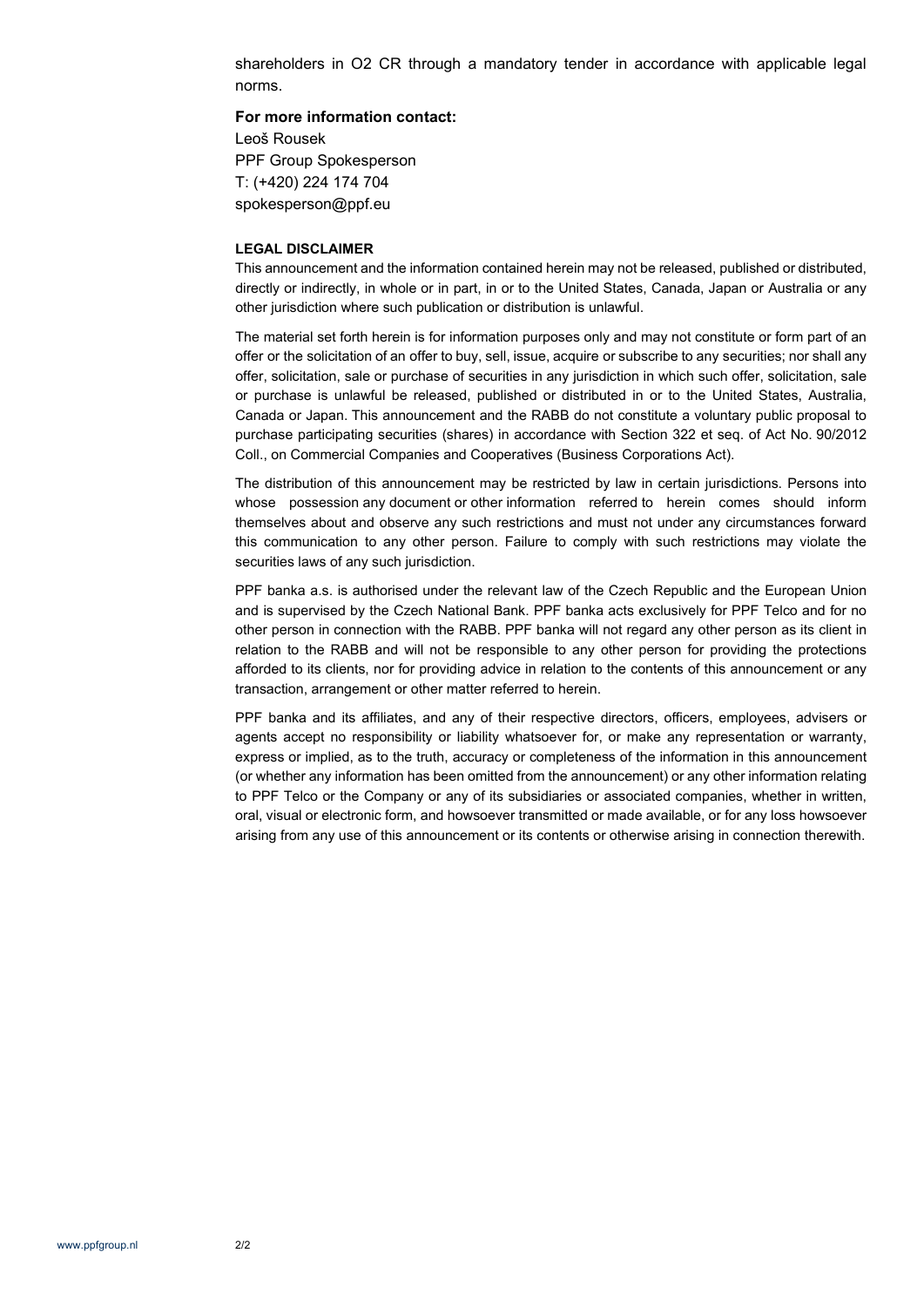shareholders in O2 CR through a mandatory tender in accordance with applicable legal norms.

**For more information contact:**

Leoš Rousek
PPF Group Spokesperson
T: (+420) 224 174 704
spokesperson@ppf.eu

**LEGAL DISCLAIMER**

This announcement and the information contained herein may not be released, published or distributed, directly or indirectly, in whole or in part, in or to the United States, Canada, Japan or Australia or any other jurisdiction where such publication or distribution is unlawful.

The material set forth herein is for information purposes only and may not constitute or form part of an offer or the solicitation of an offer to buy, sell, issue, acquire or subscribe to any securities; nor shall any offer, solicitation, sale or purchase of securities in any jurisdiction in which such offer, solicitation, sale or purchase is unlawful be released, published or distributed in or to the United States, Australia, Canada or Japan. This announcement and the RABB do not constitute a voluntary public proposal to purchase participating securities (shares) in accordance with Section 322 et seq. of Act No. 90/2012 Coll., on Commercial Companies and Cooperatives (Business Corporations Act).

The distribution of this announcement may be restricted by law in certain jurisdictions. Persons into whose possession any document or other information referred to herein comes should inform themselves about and observe any such restrictions and must not under any circumstances forward this communication to any other person. Failure to comply with such restrictions may violate the securities laws of any such jurisdiction.

PPF banka a.s. is authorised under the relevant law of the Czech Republic and the European Union and is supervised by the Czech National Bank. PPF banka acts exclusively for PPF Telco and for no other person in connection with the RABB. PPF banka will not regard any other person as its client in relation to the RABB and will not be responsible to any other person for providing the protections afforded to its clients, nor for providing advice in relation to the contents of this announcement or any transaction, arrangement or other matter referred to herein.

PPF banka and its affiliates, and any of their respective directors, officers, employees, advisers or agents accept no responsibility or liability whatsoever for, or make any representation or warranty, express or implied, as to the truth, accuracy or completeness of the information in this announcement (or whether any information has been omitted from the announcement) or any other information relating to PPF Telco or the Company or any of its subsidiaries or associated companies, whether in written, oral, visual or electronic form, and howsoever transmitted or made available, or for any loss howsoever arising from any use of this announcement or its contents or otherwise arising in connection therewith.